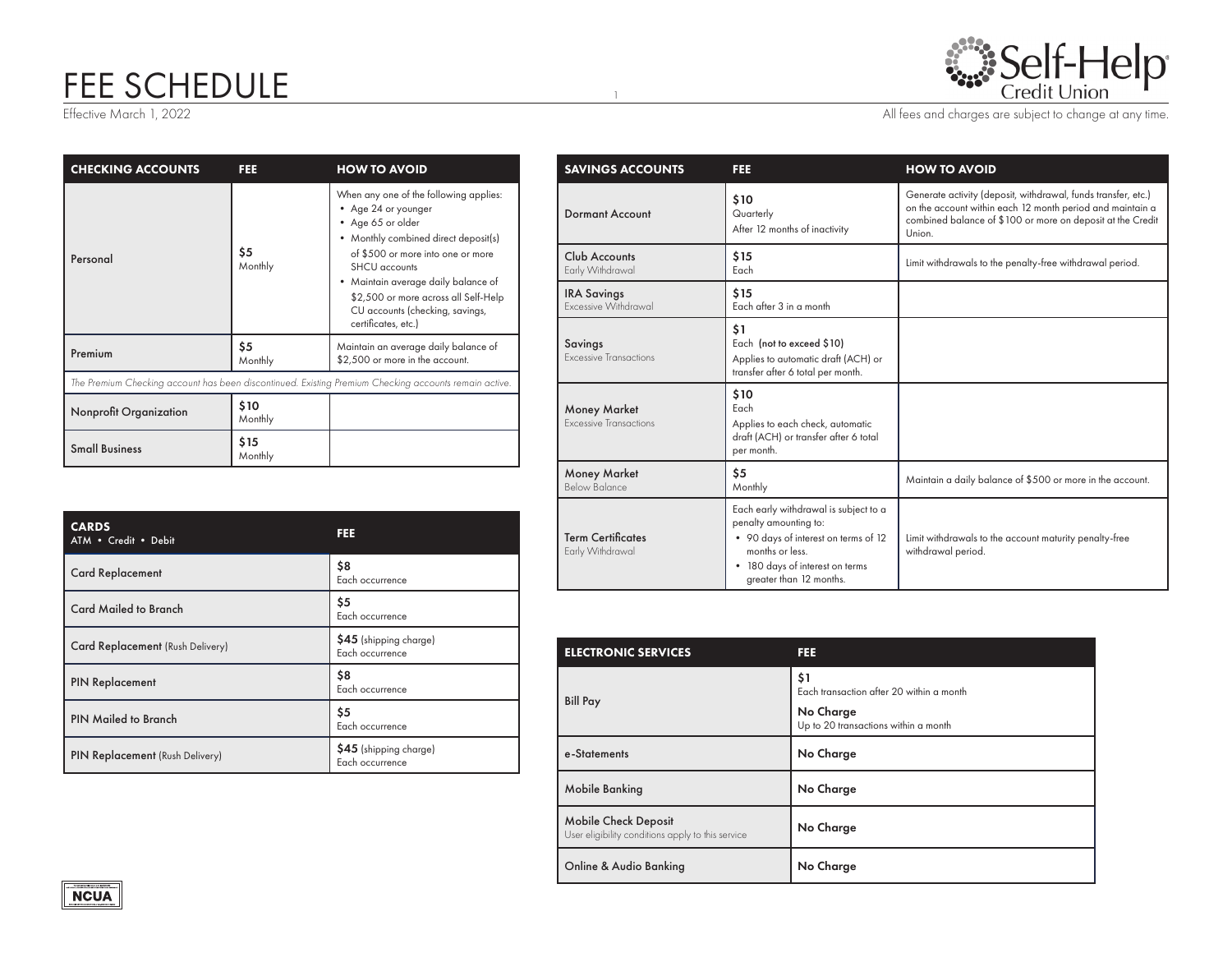# FEE SCHEDULE

Effective March 1, 2022

All fees and charges are subject to change at any time.

| CHECKING ACCOUNTS | FEE | HOW TO AVOID |
|---|---|---|
| Personal | **$5** Monthly | When any one of the following applies: • Age 24 or younger • Age 65 or older • Monthly combined direct deposit(s) of $500 or more into one or more SHCU accounts • Maintain average daily balance of $2,500 or more across all Self-Help CU accounts (checking, savings, certificates, etc.) |
| Premium | **$5** Monthly | Maintain an average daily balance of $2,500 or more in the account. |
| *The Premium Checking account has been discontinued. Existing Premium Checking accounts remain active.* | | |
| Nonprofit Organization | **$10** Monthly | |
| Small Business | **$15** Monthly | |

| CARDS ATM • Credit • Debit | FEE |
|---|---|
| Card Replacement | **$8** Each occurrence |
| Card Mailed to Branch | **$5** Each occurrence |
| Card Replacement (Rush Delivery) | **$45** (shipping charge) Each occurrence |
| PIN Replacement | **$8** Each occurrence |
| PIN Mailed to Branch | **$5** Each occurrence |
| PIN Replacement (Rush Delivery) | **$45** (shipping charge) Each occurrence |

| SAVINGS ACCOUNTS | FEE | HOW TO AVOID |
|---|---|---|
| Dormant Account | **$10** Quarterly After 12 months of inactivity | Generate activity (deposit, withdrawal, funds transfer, etc.) on the account within each 12 month period and maintain a combined balance of $100 or more on deposit at the Credit Union. |
| Club Accounts Early Withdrawal | **$15** Each | Limit withdrawals to the penalty-free withdrawal period. |
| IRA Savings Excessive Withdrawal | **$15** Each after 3 in a month | |
| Savings Excessive Transactions | **$1** Each **(not to exceed $10)** Applies to automatic draft (ACH) or transfer after 6 total per month. | |
| Money Market Excessive Transactions | **$10** Each Applies to each check, automatic draft (ACH) or transfer after 6 total per month. | |
| Money Market Below Balance | **$5** Monthly | Maintain a daily balance of $500 or more in the account. |
| Term Certificates Early Withdrawal | Each early withdrawal is subject to a penalty amounting to: • 90 days of interest on terms of 12 months or less. • 180 days of interest on terms greater than 12 months. | Limit withdrawals to the account maturity penalty-free withdrawal period. |

| ELECTRONIC SERVICES | FEE |
|---|---|
| Bill Pay | **$1** Each transaction after 20 within a month **No Charge** Up to 20 transactions within a month |
| e-Statements | **No Charge** |
| Mobile Banking | **No Charge** |
| Mobile Check Deposit User eligibility conditions apply to this service | **No Charge** |
| Online & Audio Banking | **No Charge** |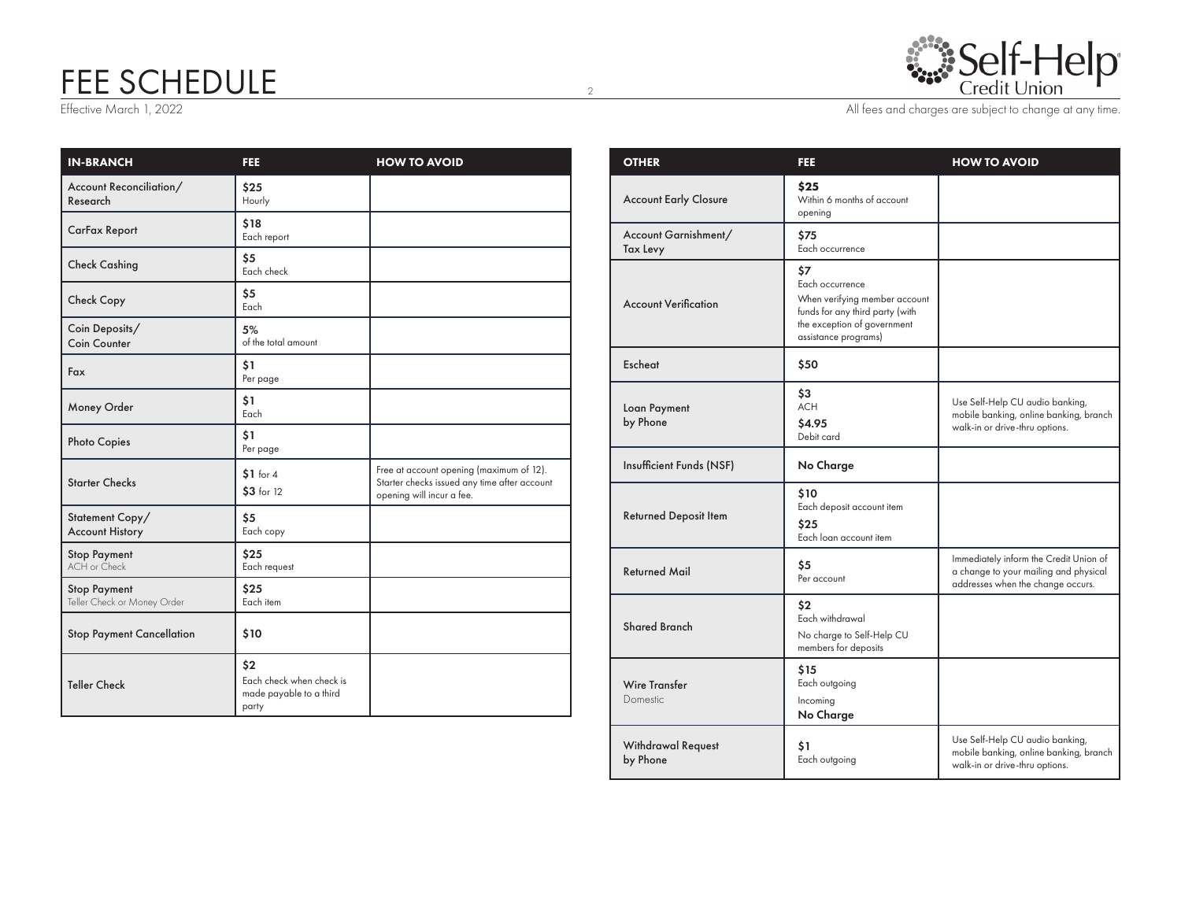# FEE SCHEDULE

Effective March 1, 2022

Self-Help Credit Union

All fees and charges are subject to change at any time.

| IN-BRANCH | FEE | HOW TO AVOID |
|---|---|---|
| Account Reconciliation/ Research | **$25** Hourly | |
| CarFax Report | **$18** Each report | |
| Check Cashing | **$5** Each check | |
| Check Copy | **$5** Each | |
| Coin Deposits/ Coin Counter | **5%** of the total amount | |
| Fax | **$1** Per page | |
| Money Order | **$1** Each | |
| Photo Copies | **$1** Per page | |
| Starter Checks | **$1** for 4<br>**$3** for 12 | Free at account opening (maximum of 12). Starter checks issued any time after account opening will incur a fee. |
| Statement Copy/ Account History | **$5** Each copy | |
| Stop Payment ACH or Check | **$25** Each request | |
| Stop Payment Teller Check or Money Order | **$25** Each item | |
| Stop Payment Cancellation | **$10** | |
| Teller Check | **$2** Each check when check is made payable to a third party | |

| OTHER | FEE | HOW TO AVOID |
|---|---|---|
| Account Early Closure | **$25** Within 6 months of account opening | |
| Account Garnishment/ Tax Levy | **$75** Each occurrence | |
| Account Verification | **$7** Each occurrence<br>When verifying member account funds for any third party (with the exception of government assistance programs) | |
| Escheat | **$50** | |
| Loan Payment by Phone | **$3** ACH<br>**$4.95** Debit card | Use Self-Help CU audio banking, mobile banking, online banking, branch walk-in or drive-thru options. |
| Insufficient Funds (NSF) | **No Charge** | |
| Returned Deposit Item | **$10** Each deposit account item<br>**$25** Each loan account item | |
| Returned Mail | **$5** Per account | Immediately inform the Credit Union of a change to your mailing and physical addresses when the change occurs. |
| Shared Branch | **$2** Each withdrawal<br>No charge to Self-Help CU members for deposits | |
| Wire Transfer Domestic | **$15** Each outgoing<br>Incoming **No Charge** | |
| Withdrawal Request by Phone | **$1** Each outgoing | Use Self-Help CU audio banking, mobile banking, online banking, branch walk-in or drive-thru options. |